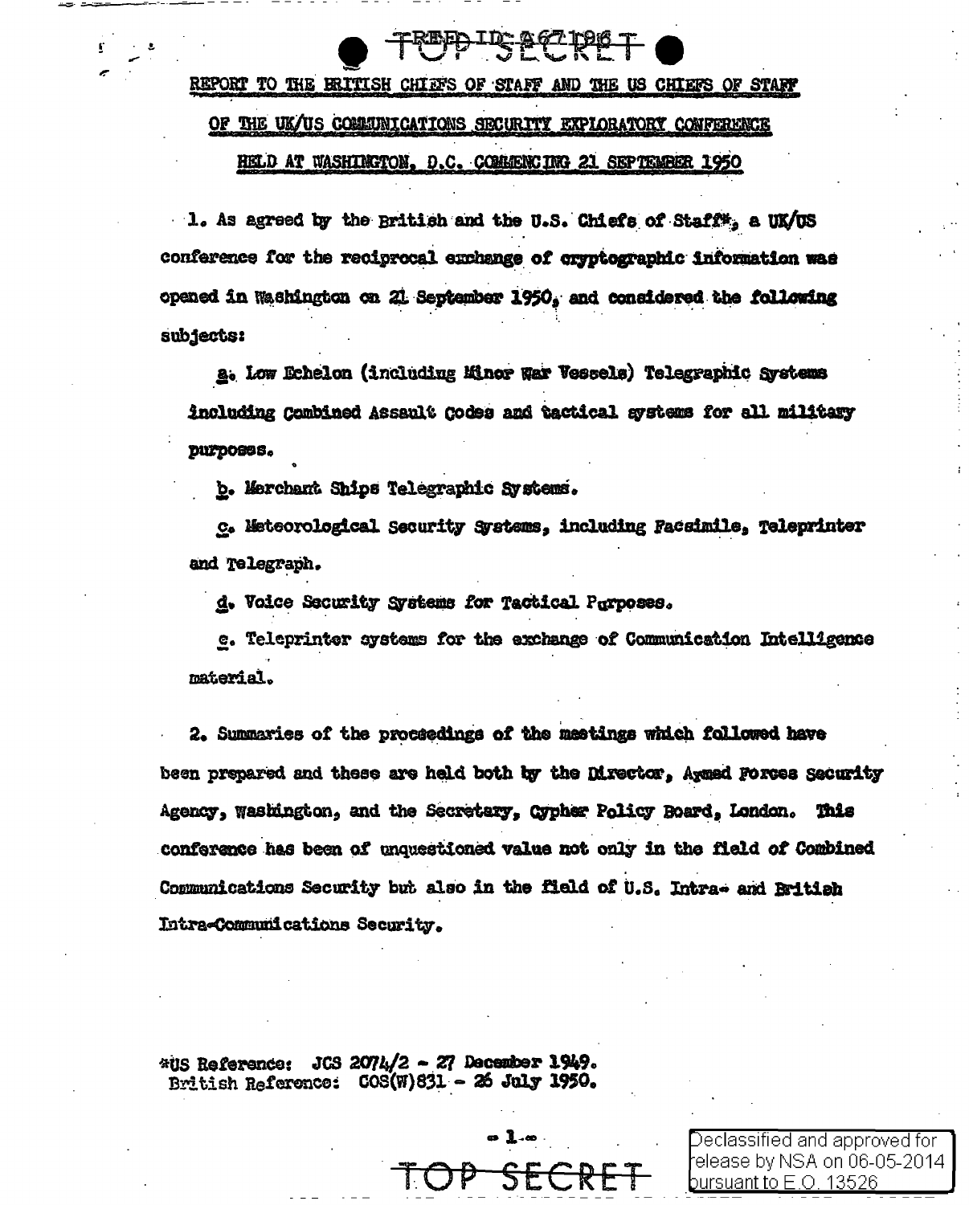TOP SECRET

REF ID:A67196

**REPORT TO THE BRITISH CHIEFS OF STAFF AND THE US CHIEFS OF STAFF**

**OF THE UK/US COMMUNICATIONS SECURITY EXPLORATORY CONFERENCE**

**HELD AT WASHINGTON, D.C. COMMENCING 21 SEPTEMBER 1950**

1. As agreed by the British and the U.S. Chiefs of Staff*, a UK/US conference for the reciprocal exchange of cryptographic information was opened in Washington on 21 September 1950, and considered the following subjects:

   a. Low Echelon (including Minor War Vessels) Telegraphic Systems including Combined Assault Codes and tactical systems for all military purposes.

   b. Merchant Ships Telegraphic Systems.

   c. Meteorological Security Systems, including Facsimile, Teleprinter and Telegraph.

   d. Voice Security Systems for Tactical Purposes.

   e. Teleprinter systems for the exchange of Communication Intelligence material.

2. Summaries of the proceedings of the meetings which followed have been prepared and these are held both by the Director, Armed Forces Security Agency, Washington, and the Secretary, Cypher Policy Board, London. This conference has been of unquestioned value not only in the field of Combined Communications Security but also in the field of U.S. Intra- and British Intra-Communications Security.

*US Reference: JCS 2074/2 - 27 December 1949.
British Reference: COS(W)831 - 26 July 1950.

TOP SECRET

Declassified and approved for release by NSA on 06-05-2014 pursuant to E.O. 13526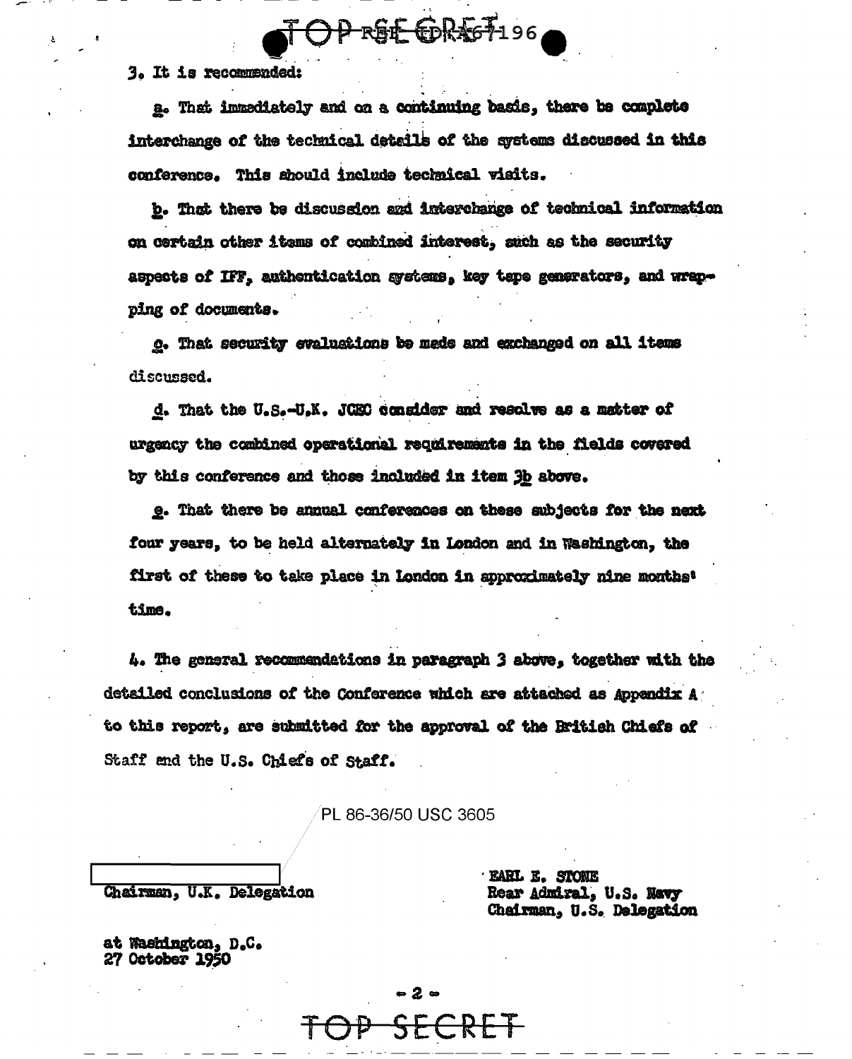3. It is recommended:

a. That immediately and on a continuing basis, there be complete interchange of the technical details of the systems discussed in this conference. This should include technical visits.

b. That there be discussion and interchange of technical information on certain other items of combined interest, such as the security aspects of IFF, authentication systems, key tape generators, and wrapping of documents.

c. That security evaluations be made and exchanged on all items discussed.

d. That the U.S.-U.K. JCEC consider and resolve as a matter of urgency the combined operational requirements in the fields covered by this conference and those included in item 3b above.

e. That there be annual conferences on these subjects for the next four years, to be held alternately in London and in Washington, the first of these to take place in London in approximately nine months' time.

4. The general recommendations in paragraph 3 above, together with the detailed conclusions of the Conference which are attached as Appendix A to this report, are submitted for the approval of the British Chiefs of Staff and the U.S. Chiefs of Staff.

PL 86-36/50 USC 3605

[redacted]
Chairman, U.K. Delegation

EARL E. STONE
Rear Admiral, U.S. Navy
Chairman, U.S. Delegation

at Washington, D.C.
27 October 1950

TOP SECRET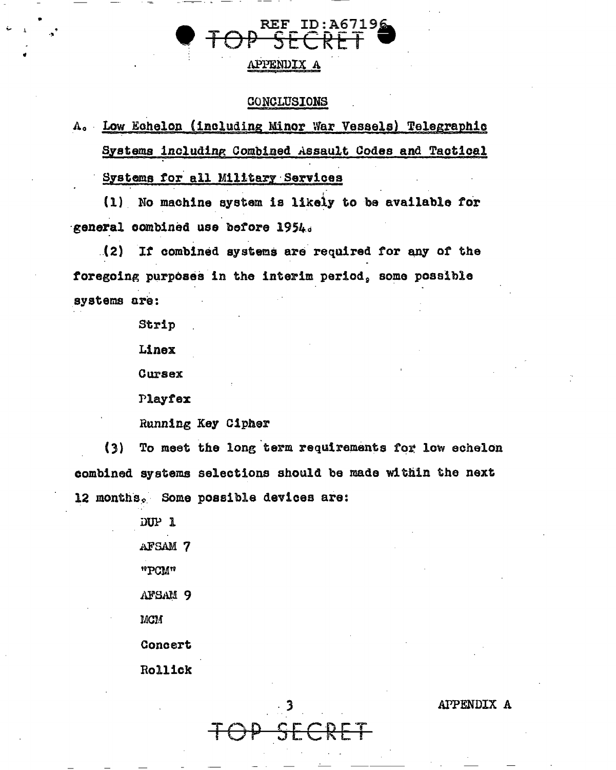REF ID:A67196

TOP SECRET

APPENDIX A

## CONCLUSIONS

A. Low Echelon (including Minor War Vessels) Telegraphic Systems including Combined Assault Codes and Tactical Systems for all Military Services

(1) No machine system is likely to be available for general combined use before 1954.

(2) If combined systems are required for any of the foregoing purposes in the interim period, some possible systems are:

Strip

Linex

Cursex

Playfex

Running Key Cipher

(3) To meet the long term requirements for low echelon combined systems selections should be made within the next 12 months. Some possible devices are:

DUP 1

AFSAM 7

"PCM"

AFSAM 9

MCM

Concert

Rollick

APPENDIX A

TOP SECRET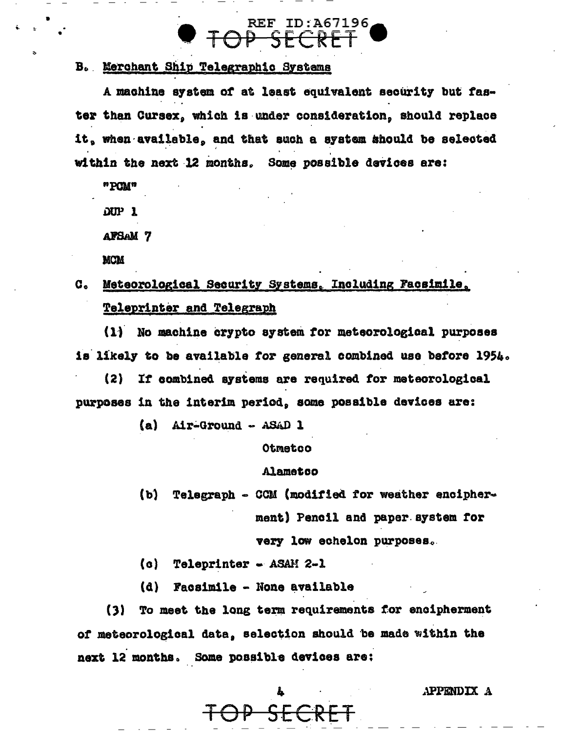B. Merchant Ship Telegraphic Systems

A machine system of at least equivalent security but faster than Cursex, which is under consideration, should replace it, when available, and that such a system should be selected within the next 12 months. Some possible devices are:

"PCM"

DUP 1

AFSAM 7

MCM

C. Meteorological Security Systems, Including Facsimile, Teleprinter and Telegraph

(1) No machine crypto system for meteorological purposes is likely to be available for general combined use before 1954.

(2) If combined systems are required for meteorological purposes in the interim period, some possible devices are:

(a) Air-Ground - ASAD 1
Otmetco
Alametco

(b) Telegraph - CCM (modified for weather encipherment) Pencil and paper system for very low echelon purposes.

(c) Teleprinter - ASAM 2-1

(d) Facsimile - None available

(3) To meet the long term requirements for encipherment of meteorological data, selection should be made within the next 12 months. Some possible devices are:

APPENDIX A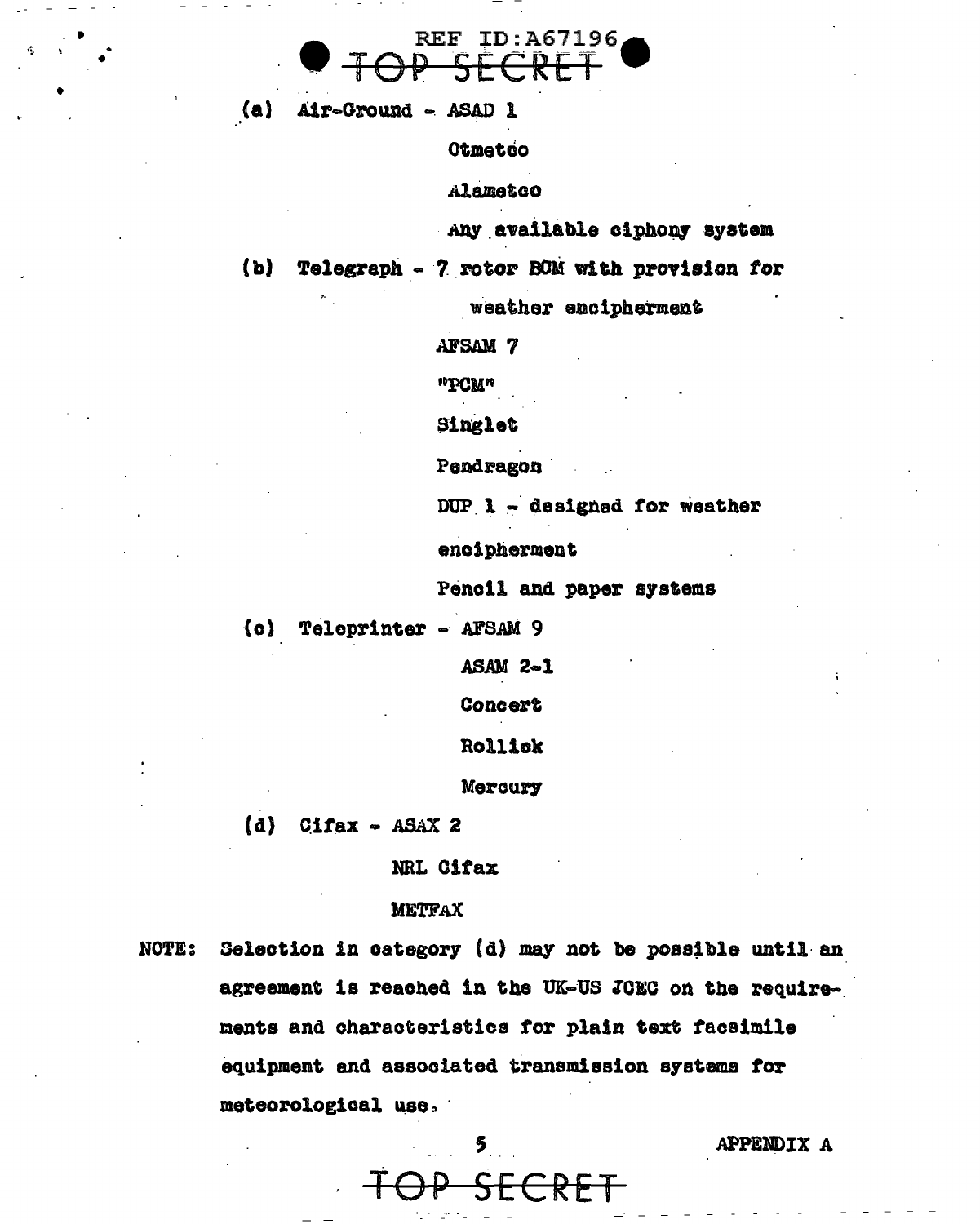(a) Air-Ground - ASAD 1

Otmetco

Alametco

Any available ciphony system

(b) Telegraph - 7 rotor BCM with provision for weather encipherment

AFSAM 7

"PCM"

Singlet

Pendragon

DUP 1 - designed for weather encipherment

Pencil and paper systems

(c) Teleprinter - AFSAM 9

ASAM 2-1

Concert

Rollick

Mercury

(d) Cifax - ASAX 2

NRL Cifax

METFAX

NOTE: Selection in category (d) may not be possible until an agreement is reached in the UK-US JCEC on the requirements and characteristics for plain text facsimile equipment and associated transmission systems for meteorological use.

APPENDIX A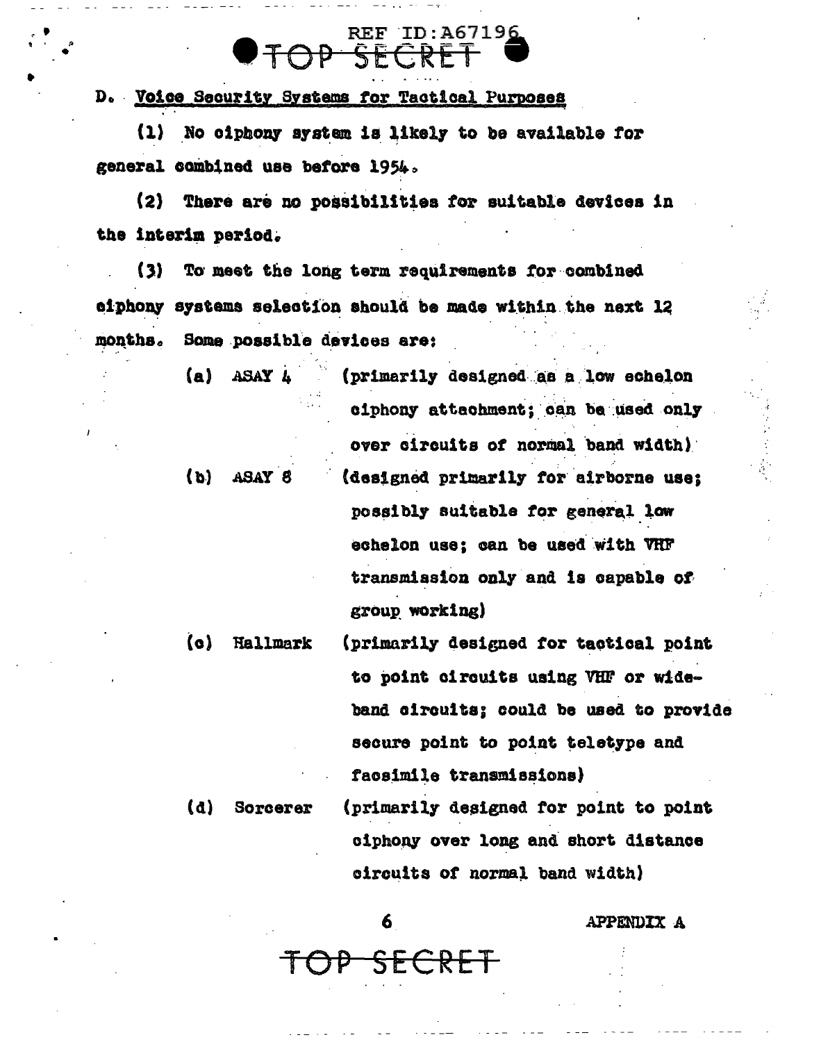D. Voice Security Systems for Tactical Purposes

(1) No ciphony system is likely to be available for general combined use before 1954.

(2) There are no possibilities for suitable devices in the interim period.

(3) To meet the long term requirements for combined ciphony systems selection should be made within the next 12 months. Some possible devices are:

(a) ASAY 4 (primarily designed as a low echelon ciphony attachment; can be used only over circuits of normal band width)

(b) ASAY 8 (designed primarily for airborne use; possibly suitable for general low echelon use; can be used with VHF transmission only and is capable of group working)

(c) Hallmark (primarily designed for tactical point to point circuits using VHF or wide-band circuits; could be used to provide secure point to point teletype and facsimile transmissions)

(d) Sorcerer (primarily designed for point to point ciphony over long and short distance circuits of normal band width)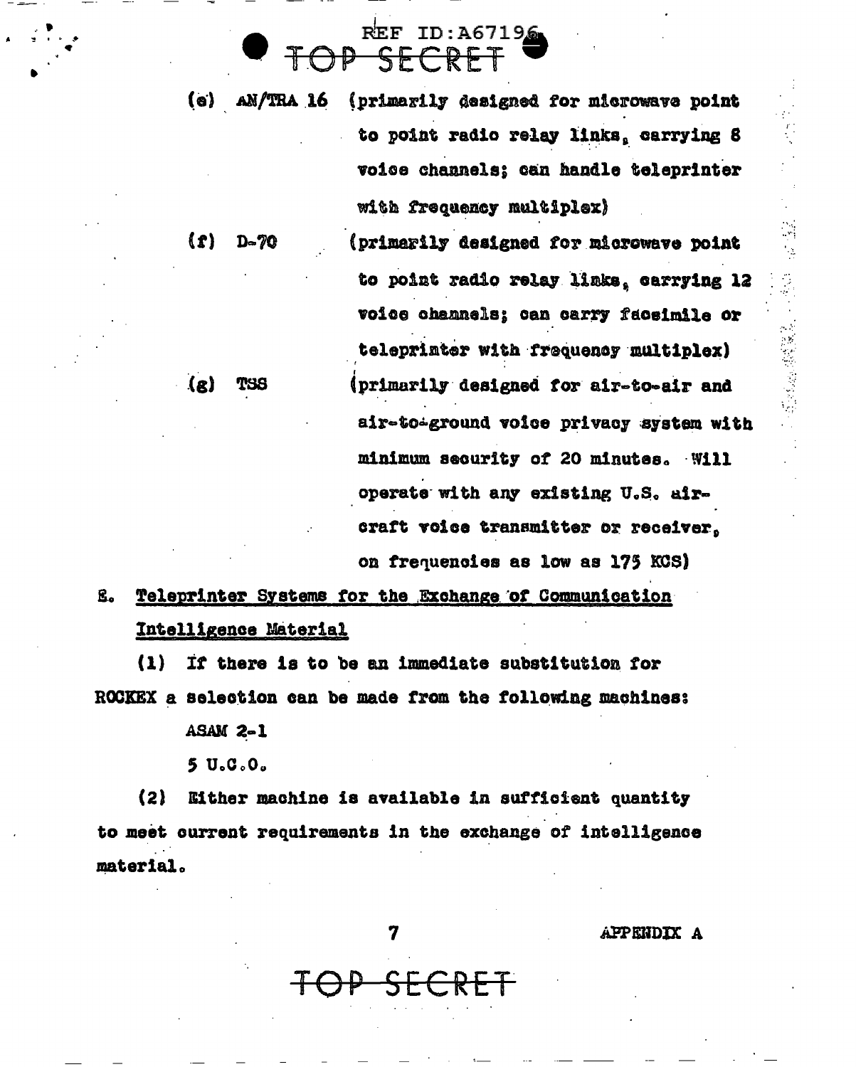(e) AN/TRA 16 (primarily designed for microwave point to point radio relay links, carrying 8 voice channels; can handle teleprinter with frequency multiplex)

(f) D-70 (primarily designed for microwave point to point radio relay links, carrying 12 voice channels; can carry facsimile or teleprinter with frequency multiplex)

(g) TSS (primarily designed for air-to-air and air-to-ground voice privacy system with minimum security of 20 minutes. Will operate with any existing U.S. aircraft voice transmitter or receiver, on frequencies as low as 175 KCS)

E. <u>Teleprinter Systems for the Exchange of Communication Intelligence Material</u>

(1) If there is to be an immediate substitution for ROCKEX a selection can be made from the following machines:

ASAM 2-1

5 U.C.O.

(2) Either machine is available in sufficient quantity to meet current requirements in the exchange of intelligence material.

APPENDIX A